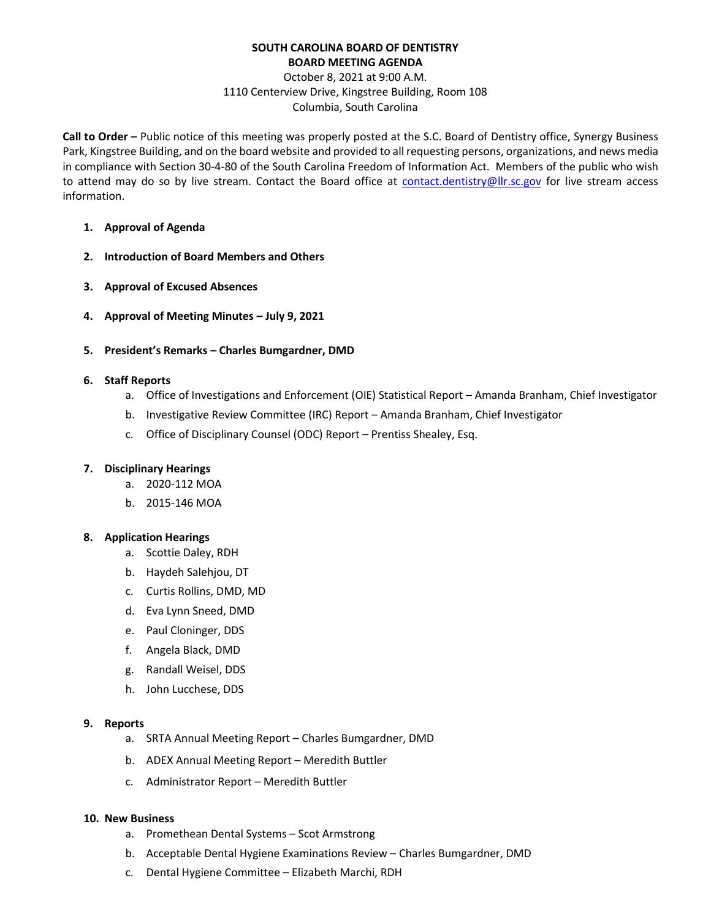# SOUTH CAROLINA BOARD OF DENTISTRY
## BOARD MEETING AGENDA

October 8, 2021 at 9:00 A.M.
1110 Centerview Drive, Kingstree Building, Room 108
Columbia, South Carolina

**Call to Order –** Public notice of this meeting was properly posted at the S.C. Board of Dentistry office, Synergy Business Park, Kingstree Building, and on the board website and provided to all requesting persons, organizations, and news media in compliance with Section 30-4-80 of the South Carolina Freedom of Information Act. Members of the public who wish to attend may do so by live stream. Contact the Board office at contact.dentistry@llr.sc.gov for live stream access information.

1. **Approval of Agenda**

2. **Introduction of Board Members and Others**

3. **Approval of Excused Absences**

4. **Approval of Meeting Minutes – July 9, 2021**

5. **President's Remarks – Charles Bumgardner, DMD**

6. **Staff Reports**
   a. Office of Investigations and Enforcement (OIE) Statistical Report – Amanda Branham, Chief Investigator
   b. Investigative Review Committee (IRC) Report – Amanda Branham, Chief Investigator
   c. Office of Disciplinary Counsel (ODC) Report – Prentiss Shealey, Esq.

7. **Disciplinary Hearings**
   a. 2020-112 MOA
   b. 2015-146 MOA

8. **Application Hearings**
   a. Scottie Daley, RDH
   b. Haydeh Salehjou, DT
   c. Curtis Rollins, DMD, MD
   d. Eva Lynn Sneed, DMD
   e. Paul Cloninger, DDS
   f. Angela Black, DMD
   g. Randall Weisel, DDS
   h. John Lucchese, DDS

9. **Reports**
   a. SRTA Annual Meeting Report – Charles Bumgardner, DMD
   b. ADEX Annual Meeting Report – Meredith Buttler
   c. Administrator Report – Meredith Buttler

10. **New Business**
    a. Promethean Dental Systems – Scot Armstrong
    b. Acceptable Dental Hygiene Examinations Review – Charles Bumgardner, DMD
    c. Dental Hygiene Committee – Elizabeth Marchi, RDH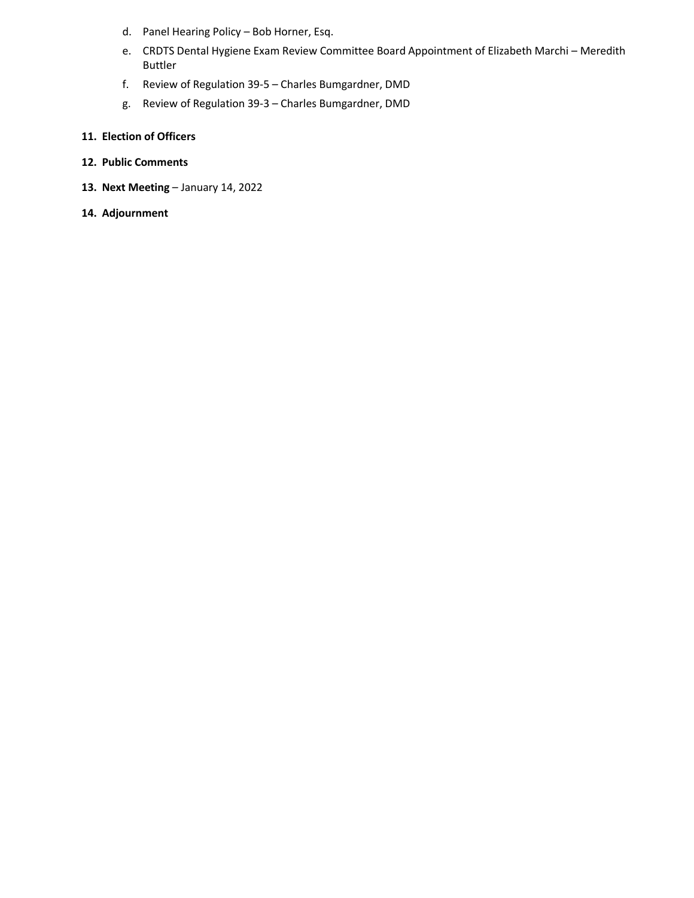d. Panel Hearing Policy – Bob Horner, Esq.

e. CRDTS Dental Hygiene Exam Review Committee Board Appointment of Elizabeth Marchi – Meredith Buttler

f. Review of Regulation 39-5 – Charles Bumgardner, DMD

g. Review of Regulation 39-3 – Charles Bumgardner, DMD

**11. Election of Officers**

**12. Public Comments**

**13. Next Meeting** – January 14, 2022

**14. Adjournment**